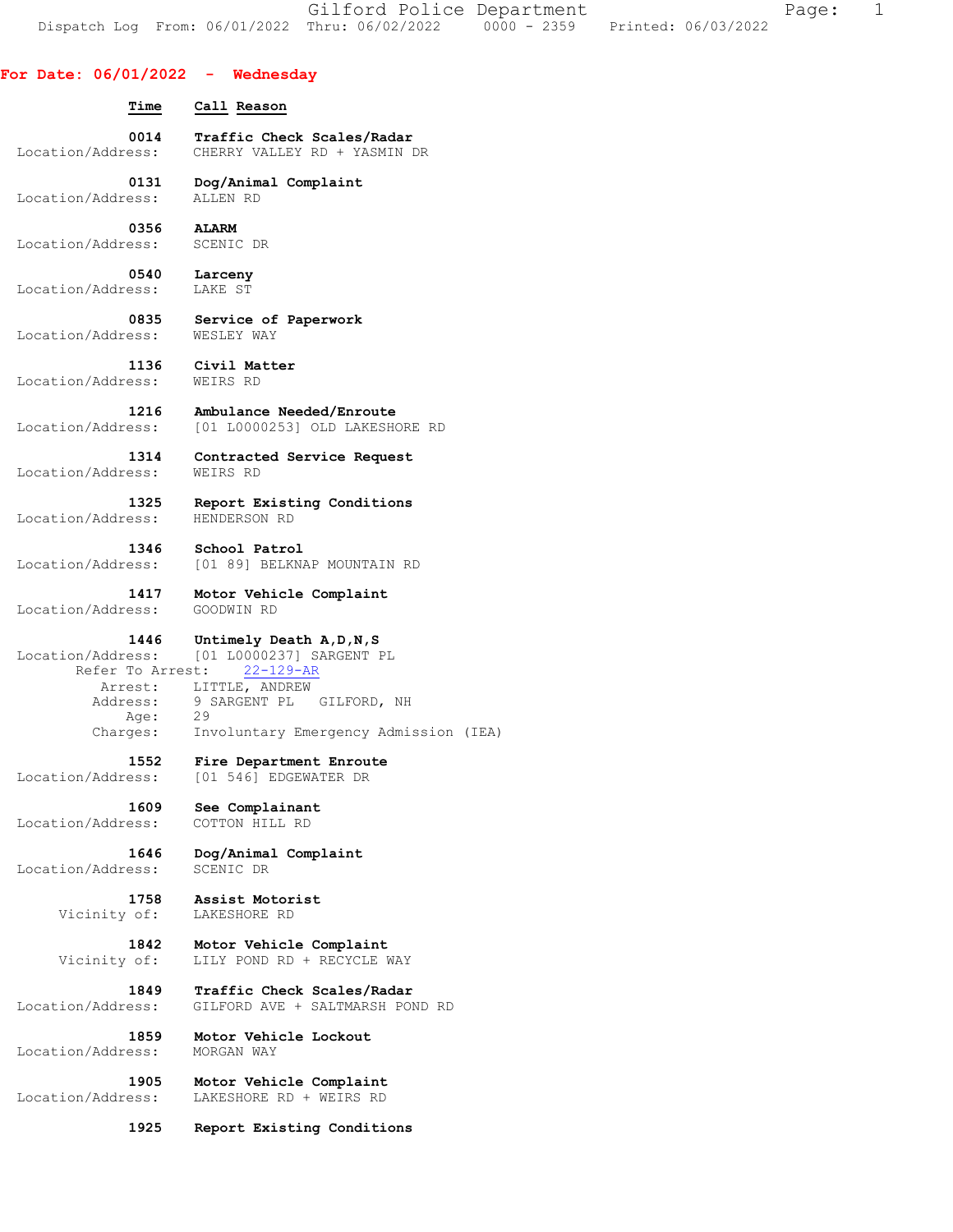# Gilford Police Department

Dispatch Log From: 06/01/2022 Thru: 06/02/2022 0000 - 2359 Printed: 06/03/2022

## For Date: 06/01/2022 - Wednesday

| Time | Call Reason |
|---|---|
| **0014** | **Traffic Check Scales/Radar** |
| Location/Address: | CHERRY VALLEY RD + YASMIN DR |
| **0131** | **Dog/Animal Complaint** |
| Location/Address: | ALLEN RD |
| **0356** | **ALARM** |
| Location/Address: | SCENIC DR |
| **0540** | **Larceny** |
| Location/Address: | LAKE ST |
| **0835** | **Service of Paperwork** |
| Location/Address: | WESLEY WAY |
| **1136** | **Civil Matter** |
| Location/Address: | WEIRS RD |
| **1216** | **Ambulance Needed/Enroute** |
| Location/Address: | [01 L0000253] OLD LAKESHORE RD |
| **1314** | **Contracted Service Request** |
| Location/Address: | WEIRS RD |
| **1325** | **Report Existing Conditions** |
| Location/Address: | HENDERSON RD |
| **1346** | **School Patrol** |
| Location/Address: | [01 89] BELKNAP MOUNTAIN RD |
| **1417** | **Motor Vehicle Complaint** |
| Location/Address: | GOODWIN RD |
| **1446** | **Untimely Death A,D,N,S** |
| Location/Address: | [01 L0000237] SARGENT PL |
| Refer To Arrest: | 22-129-AR |
| Arrest: | LITTLE, ANDREW |
| Address: | 9 SARGENT PL GILFORD, NH |
| Age: | 29 |
| Charges: | Involuntary Emergency Admission (IEA) |
| **1552** | **Fire Department Enroute** |
| Location/Address: | [01 546] EDGEWATER DR |
| **1609** | **See Complainant** |
| Location/Address: | COTTON HILL RD |
| **1646** | **Dog/Animal Complaint** |
| Location/Address: | SCENIC DR |
| **1758** | **Assist Motorist** |
| Vicinity of: | LAKESHORE RD |
| **1842** | **Motor Vehicle Complaint** |
| Vicinity of: | LILY POND RD + RECYCLE WAY |
| **1849** | **Traffic Check Scales/Radar** |
| Location/Address: | GILFORD AVE + SALTMARSH POND RD |
| **1859** | **Motor Vehicle Lockout** |
| Location/Address: | MORGAN WAY |
| **1905** | **Motor Vehicle Complaint** |
| Location/Address: | LAKESHORE RD + WEIRS RD |
| **1925** | **Report Existing Conditions** |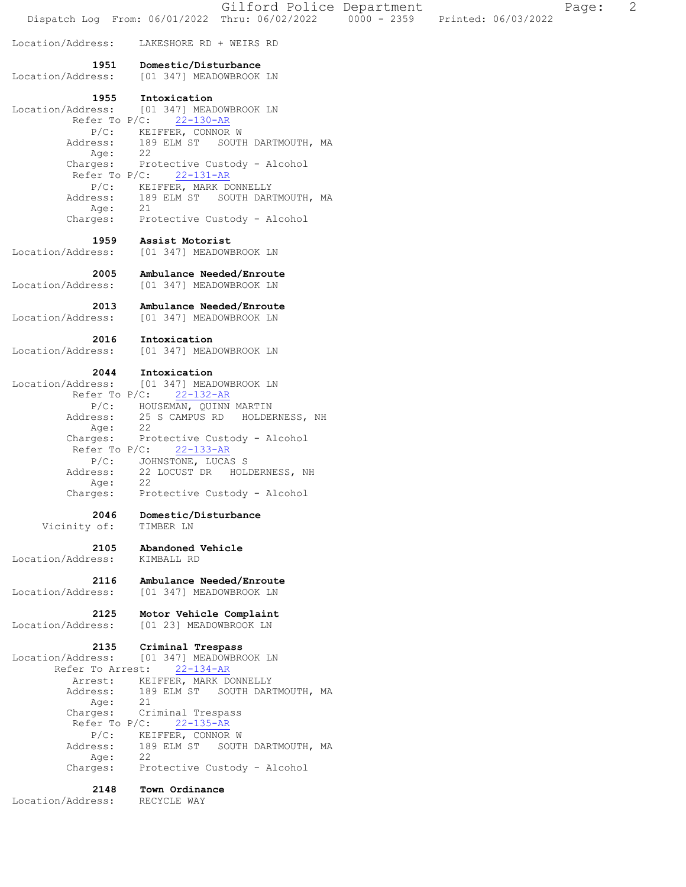Location/Address: LAKESHORE RD + WEIRS RD

**1951 Domestic/Disturbance**
Location/Address: [01 347] MEADOWBROOK LN

**1955 Intoxication**
Location/Address: [01 347] MEADOWBROOK LN
Refer To P/C: 22-130-AR
P/C: KEIFFER, CONNOR W
Address: 189 ELM ST SOUTH DARTMOUTH, MA
Age: 22
Charges: Protective Custody - Alcohol
Refer To P/C: 22-131-AR
P/C: KEIFFER, MARK DONNELLY
Address: 189 ELM ST SOUTH DARTMOUTH, MA
Age: 21
Charges: Protective Custody - Alcohol

**1959 Assist Motorist**
Location/Address: [01 347] MEADOWBROOK LN

**2005 Ambulance Needed/Enroute**
Location/Address: [01 347] MEADOWBROOK LN

**2013 Ambulance Needed/Enroute**
Location/Address: [01 347] MEADOWBROOK LN

**2016 Intoxication**
Location/Address: [01 347] MEADOWBROOK LN

**2044 Intoxication**
Location/Address: [01 347] MEADOWBROOK LN
Refer To P/C: 22-132-AR
P/C: HOUSEMAN, QUINN MARTIN
Address: 25 S CAMPUS RD HOLDERNESS, NH
Age: 22
Charges: Protective Custody - Alcohol
Refer To P/C: 22-133-AR
P/C: JOHNSTONE, LUCAS S
Address: 22 LOCUST DR HOLDERNESS, NH
Age: 22
Charges: Protective Custody - Alcohol

**2046 Domestic/Disturbance**
Vicinity of: TIMBER LN

**2105 Abandoned Vehicle**
Location/Address: KIMBALL RD

**2116 Ambulance Needed/Enroute**
Location/Address: [01 347] MEADOWBROOK LN

**2125 Motor Vehicle Complaint**
Location/Address: [01 23] MEADOWBROOK LN

**2135 Criminal Trespass**
Location/Address: [01 347] MEADOWBROOK LN
Refer To Arrest: 22-134-AR
Arrest: KEIFFER, MARK DONNELLY
Address: 189 ELM ST SOUTH DARTMOUTH, MA
Age: 21
Charges: Criminal Trespass
Refer To P/C: 22-135-AR
P/C: KEIFFER, CONNOR W
Address: 189 ELM ST SOUTH DARTMOUTH, MA
Age: 22
Charges: Protective Custody - Alcohol

**2148 Town Ordinance**
Location/Address: RECYCLE WAY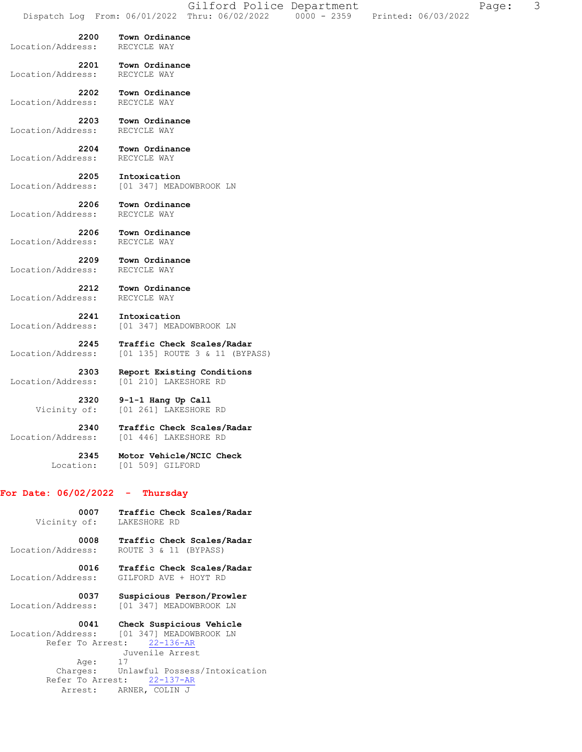**2200 Town Ordinance**
Location/Address: RECYCLE WAY

**2201 Town Ordinance**
Location/Address: RECYCLE WAY

**2202 Town Ordinance**
Location/Address: RECYCLE WAY

**2203 Town Ordinance**
Location/Address: RECYCLE WAY

**2204 Town Ordinance**
Location/Address: RECYCLE WAY

**2205 Intoxication**
Location/Address: [01 347] MEADOWBROOK LN

**2206 Town Ordinance**
Location/Address: RECYCLE WAY

**2206 Town Ordinance**
Location/Address: RECYCLE WAY

**2209 Town Ordinance**
Location/Address: RECYCLE WAY

**2212 Town Ordinance**
Location/Address: RECYCLE WAY

**2241 Intoxication**
Location/Address: [01 347] MEADOWBROOK LN

**2245 Traffic Check Scales/Radar**
Location/Address: [01 135] ROUTE 3 & 11 (BYPASS)

**2303 Report Existing Conditions**
Location/Address: [01 210] LAKESHORE RD

**2320 9-1-1 Hang Up Call**
Vicinity of: [01 261] LAKESHORE RD

**2340 Traffic Check Scales/Radar**
Location/Address: [01 446] LAKESHORE RD

**2345 Motor Vehicle/NCIC Check**
Location: [01 509] GILFORD

## For Date: 06/02/2022 - Thursday

**0007 Traffic Check Scales/Radar**
Vicinity of: LAKESHORE RD

**0008 Traffic Check Scales/Radar**
Location/Address: ROUTE 3 & 11 (BYPASS)

**0016 Traffic Check Scales/Radar**
Location/Address: GILFORD AVE + HOYT RD

**0037 Suspicious Person/Prowler**
Location/Address: [01 347] MEADOWBROOK LN

**0041 Check Suspicious Vehicle**
Location/Address: [01 347] MEADOWBROOK LN
Refer To Arrest: 22-136-AR
Juvenile Arrest
Age: 17
Charges: Unlawful Possess/Intoxication
Refer To Arrest: 22-137-AR
Arrest: ARNER, COLIN J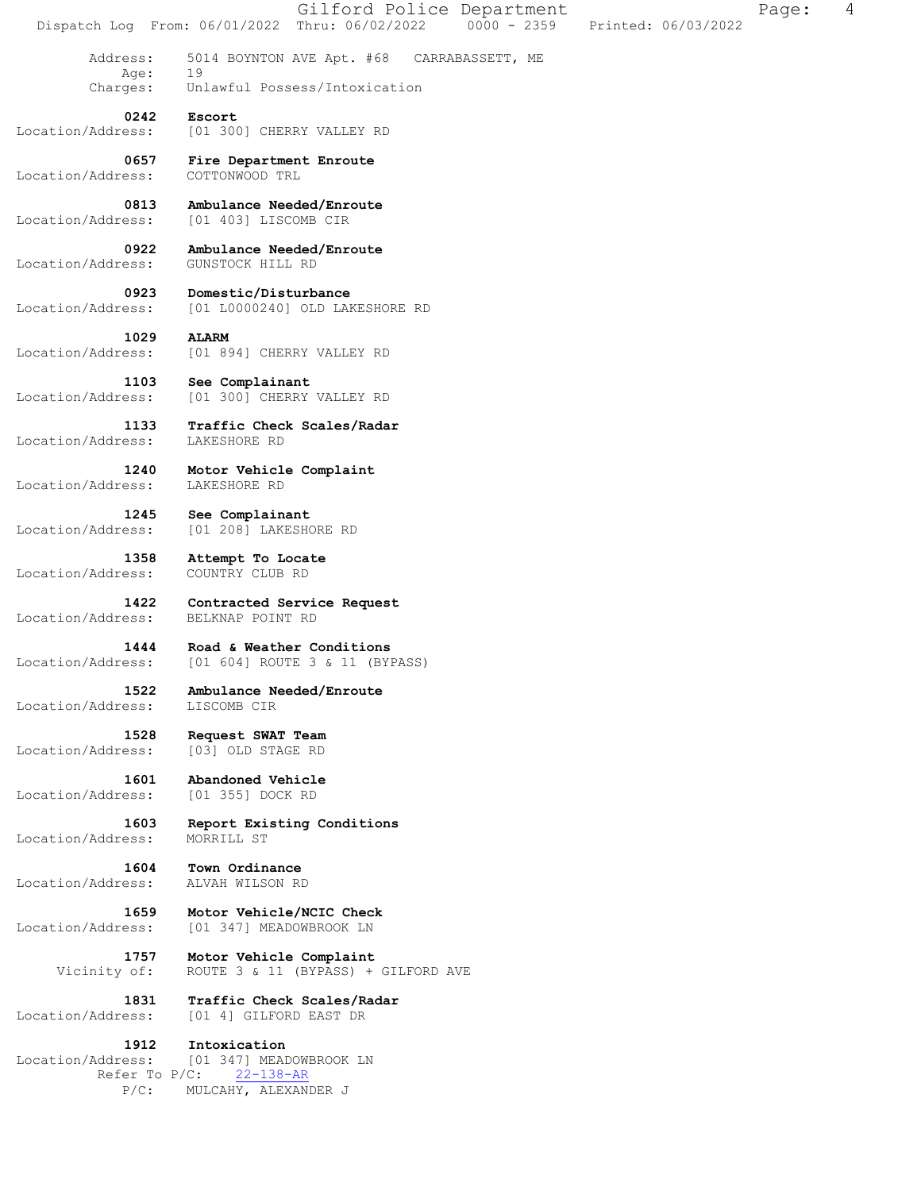Address: 5014 BOYNTON AVE Apt. #68 CARRABASSETT, ME
Age: 19
Charges: Unlawful Possess/Intoxication

**0242 Escort**
Location/Address: [01 300] CHERRY VALLEY RD

**0657 Fire Department Enroute**
Location/Address: COTTONWOOD TRL

**0813 Ambulance Needed/Enroute**
Location/Address: [01 403] LISCOMB CIR

**0922 Ambulance Needed/Enroute**
Location/Address: GUNSTOCK HILL RD

**0923 Domestic/Disturbance**
Location/Address: [01 L0000240] OLD LAKESHORE RD

**1029 ALARM**
Location/Address: [01 894] CHERRY VALLEY RD

**1103 See Complainant**
Location/Address: [01 300] CHERRY VALLEY RD

**1133 Traffic Check Scales/Radar**
Location/Address: LAKESHORE RD

**1240 Motor Vehicle Complaint**
Location/Address: LAKESHORE RD

**1245 See Complainant**
Location/Address: [01 208] LAKESHORE RD

**1358 Attempt To Locate**
Location/Address: COUNTRY CLUB RD

**1422 Contracted Service Request**
Location/Address: BELKNAP POINT RD

**1444 Road & Weather Conditions**
Location/Address: [01 604] ROUTE 3 & 11 (BYPASS)

**1522 Ambulance Needed/Enroute**
Location/Address: LISCOMB CIR

**1528 Request SWAT Team**
Location/Address: [03] OLD STAGE RD

**1601 Abandoned Vehicle**
Location/Address: [01 355] DOCK RD

**1603 Report Existing Conditions**
Location/Address: MORRILL ST

**1604 Town Ordinance**
Location/Address: ALVAH WILSON RD

**1659 Motor Vehicle/NCIC Check**
Location/Address: [01 347] MEADOWBROOK LN

**1757 Motor Vehicle Complaint**
Vicinity of: ROUTE 3 & 11 (BYPASS) + GILFORD AVE

**1831 Traffic Check Scales/Radar**
Location/Address: [01 4] GILFORD EAST DR

**1912 Intoxication**
Location/Address: [01 347] MEADOWBROOK LN
Refer To P/C: 22-138-AR
P/C: MULCAHY, ALEXANDER J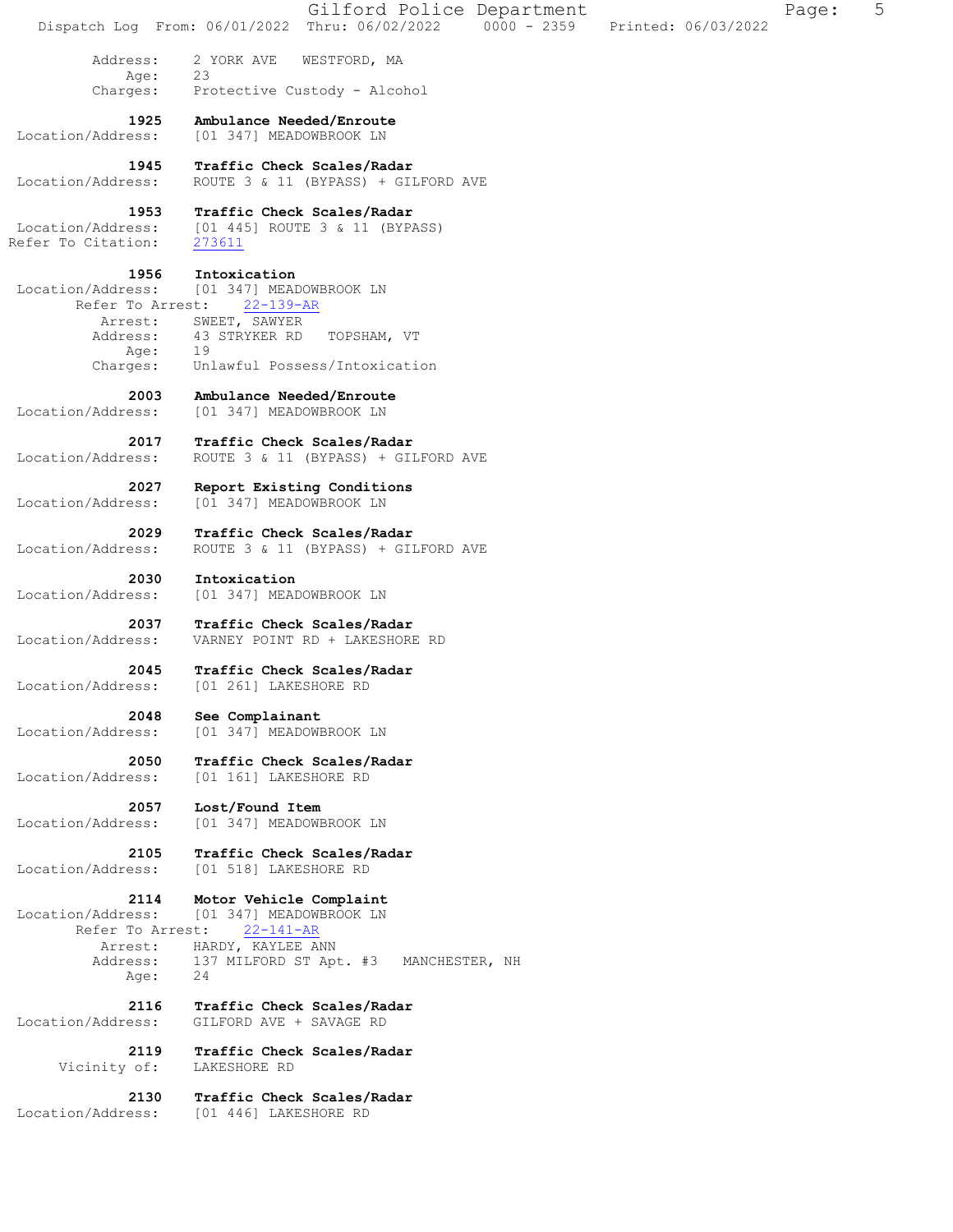Address: 2 YORK AVE WESTFORD, MA
Age: 23
Charges: Protective Custody - Alcohol

**1925 Ambulance Needed/Enroute**
Location/Address: [01 347] MEADOWBROOK LN

**1945 Traffic Check Scales/Radar**
Location/Address: ROUTE 3 & 11 (BYPASS) + GILFORD AVE

**1953 Traffic Check Scales/Radar**
Location/Address: [01 445] ROUTE 3 & 11 (BYPASS)
Refer To Citation: 273611

**1956 Intoxication**
Location/Address: [01 347] MEADOWBROOK LN
Refer To Arrest: 22-139-AR
Arrest: SWEET, SAWYER
Address: 43 STRYKER RD TOPSHAM, VT
Age: 19
Charges: Unlawful Possess/Intoxication

**2003 Ambulance Needed/Enroute**
Location/Address: [01 347] MEADOWBROOK LN

**2017 Traffic Check Scales/Radar**
Location/Address: ROUTE 3 & 11 (BYPASS) + GILFORD AVE

**2027 Report Existing Conditions**
Location/Address: [01 347] MEADOWBROOK LN

**2029 Traffic Check Scales/Radar**
Location/Address: ROUTE 3 & 11 (BYPASS) + GILFORD AVE

**2030 Intoxication**
Location/Address: [01 347] MEADOWBROOK LN

**2037 Traffic Check Scales/Radar**
Location/Address: VARNEY POINT RD + LAKESHORE RD

**2045 Traffic Check Scales/Radar**
Location/Address: [01 261] LAKESHORE RD

**2048 See Complainant**
Location/Address: [01 347] MEADOWBROOK LN

**2050 Traffic Check Scales/Radar**
Location/Address: [01 161] LAKESHORE RD

**2057 Lost/Found Item**
Location/Address: [01 347] MEADOWBROOK LN

**2105 Traffic Check Scales/Radar**
Location/Address: [01 518] LAKESHORE RD

**2114 Motor Vehicle Complaint**
Location/Address: [01 347] MEADOWBROOK LN
Refer To Arrest: 22-141-AR
Arrest: HARDY, KAYLEE ANN
Address: 137 MILFORD ST Apt. #3 MANCHESTER, NH
Age: 24

**2116 Traffic Check Scales/Radar**
Location/Address: GILFORD AVE + SAVAGE RD

**2119 Traffic Check Scales/Radar**
Vicinity of: LAKESHORE RD

**2130 Traffic Check Scales/Radar**
Location/Address: [01 446] LAKESHORE RD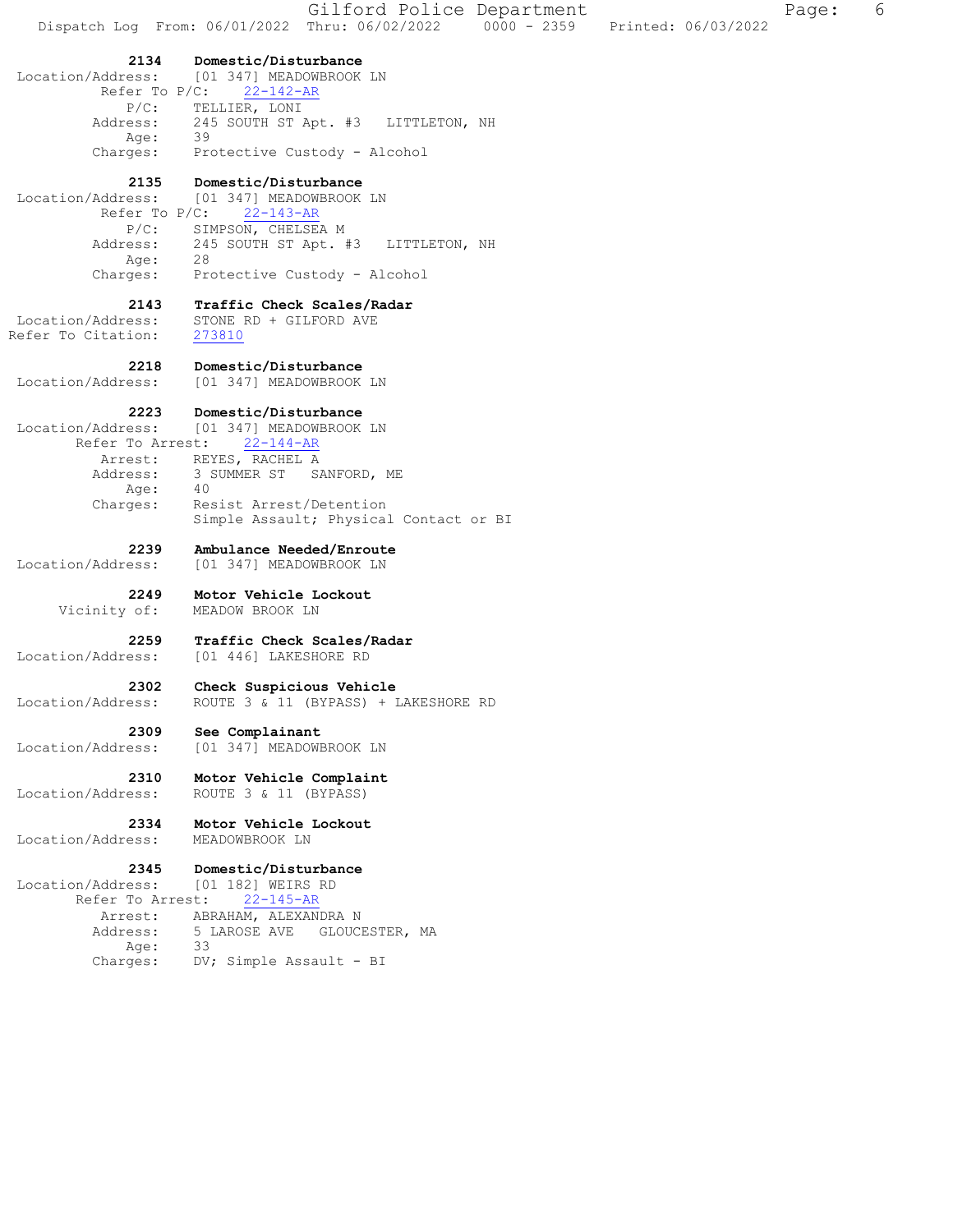**2134 Domestic/Disturbance**
Location/Address: [01 347] MEADOWBROOK LN
Refer To P/C: 22-142-AR
P/C: TELLIER, LONI
Address: 245 SOUTH ST Apt. #3 LITTLETON, NH
Age: 39
Charges: Protective Custody - Alcohol

**2135 Domestic/Disturbance**
Location/Address: [01 347] MEADOWBROOK LN
Refer To P/C: 22-143-AR
P/C: SIMPSON, CHELSEA M
Address: 245 SOUTH ST Apt. #3 LITTLETON, NH
Age: 28
Charges: Protective Custody - Alcohol

**2143 Traffic Check Scales/Radar**
Location/Address: STONE RD + GILFORD AVE
Refer To Citation: 273810

**2218 Domestic/Disturbance**
Location/Address: [01 347] MEADOWBROOK LN

**2223 Domestic/Disturbance**
Location/Address: [01 347] MEADOWBROOK LN
Refer To Arrest: 22-144-AR
Arrest: REYES, RACHEL A
Address: 3 SUMMER ST SANFORD, ME
Age: 40
Charges: Resist Arrest/Detention
Simple Assault; Physical Contact or BI

**2239 Ambulance Needed/Enroute**
Location/Address: [01 347] MEADOWBROOK LN

**2249 Motor Vehicle Lockout**
Vicinity of: MEADOW BROOK LN

**2259 Traffic Check Scales/Radar**
Location/Address: [01 446] LAKESHORE RD

**2302 Check Suspicious Vehicle**
Location/Address: ROUTE 3 & 11 (BYPASS) + LAKESHORE RD

**2309 See Complainant**
Location/Address: [01 347] MEADOWBROOK LN

**2310 Motor Vehicle Complaint**
Location/Address: ROUTE 3 & 11 (BYPASS)

**2334 Motor Vehicle Lockout**
Location/Address: MEADOWBROOK LN

**2345 Domestic/Disturbance**
Location/Address: [01 182] WEIRS RD
Refer To Arrest: 22-145-AR
Arrest: ABRAHAM, ALEXANDRA N
Address: 5 LAROSE AVE GLOUCESTER, MA
Age: 33
Charges: DV; Simple Assault - BI